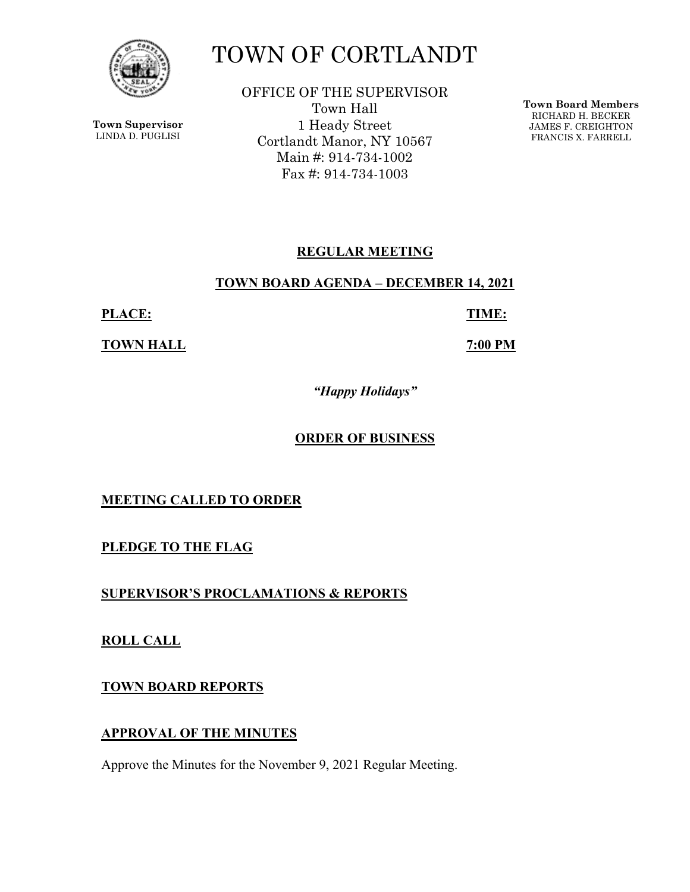# TOWN OF CORTLANDT

**Town Supervisor**
LINDA D. PUGLISI

OFFICE OF THE SUPERVISOR
Town Hall
1 Heady Street
Cortlandt Manor, NY 10567
Main #: 914-734-1002
Fax #: 914-734-1003

**Town Board Members**
RICHARD H. BECKER
JAMES F. CREIGHTON
FRANCIS X. FARRELL

## REGULAR MEETING

## TOWN BOARD AGENDA – DECEMBER 14, 2021

| **PLACE:** | **TIME:** |
|---|---|
| **TOWN HALL** | **7:00 PM** |

***"Happy Holidays"***

## ORDER OF BUSINESS

**MEETING CALLED TO ORDER**

**PLEDGE TO THE FLAG**

**SUPERVISOR'S PROCLAMATIONS & REPORTS**

**ROLL CALL**

**TOWN BOARD REPORTS**

**APPROVAL OF THE MINUTES**

Approve the Minutes for the November 9, 2021 Regular Meeting.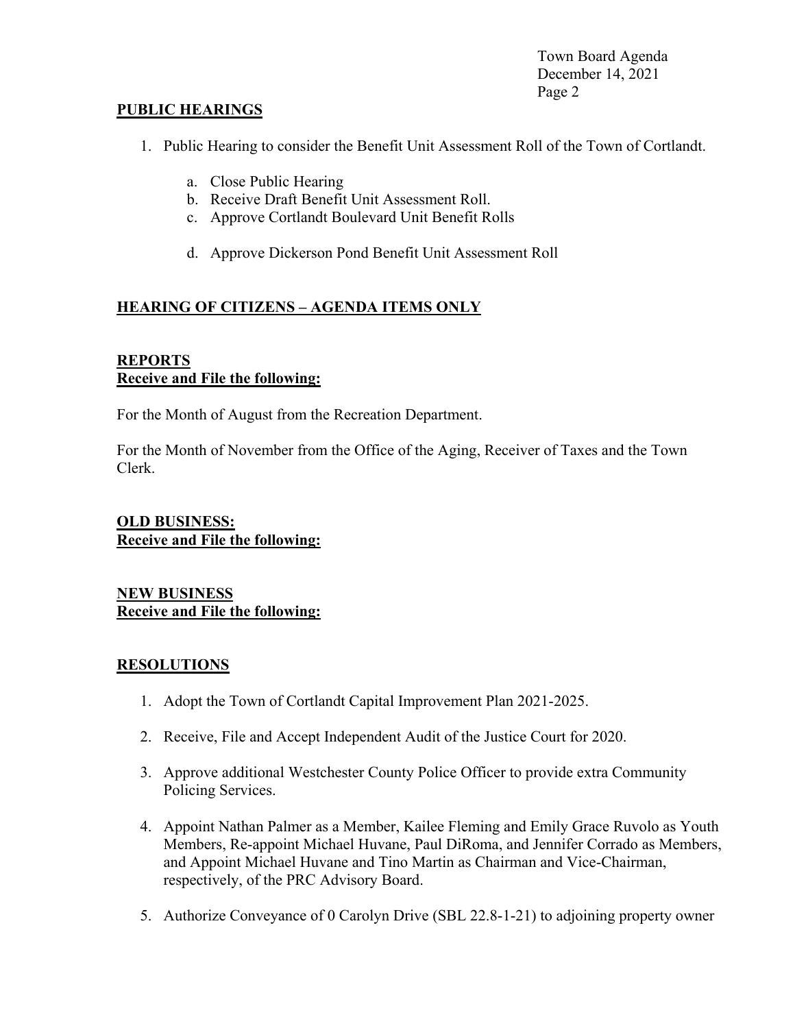## PUBLIC HEARINGS

1. Public Hearing to consider the Benefit Unit Assessment Roll of the Town of Cortlandt.

    a. Close Public Hearing
    b. Receive Draft Benefit Unit Assessment Roll.
    c. Approve Cortlandt Boulevard Unit Benefit Rolls

    d. Approve Dickerson Pond Benefit Unit Assessment Roll

## HEARING OF CITIZENS – AGENDA ITEMS ONLY

## REPORTS
**Receive and File the following:**

For the Month of August from the Recreation Department.

For the Month of November from the Office of the Aging, Receiver of Taxes and the Town Clerk.

## OLD BUSINESS:
**Receive and File the following:**

## NEW BUSINESS
**Receive and File the following:**

## RESOLUTIONS

1. Adopt the Town of Cortlandt Capital Improvement Plan 2021-2025.

2. Receive, File and Accept Independent Audit of the Justice Court for 2020.

3. Approve additional Westchester County Police Officer to provide extra Community Policing Services.

4. Appoint Nathan Palmer as a Member, Kailee Fleming and Emily Grace Ruvolo as Youth Members, Re-appoint Michael Huvane, Paul DiRoma, and Jennifer Corrado as Members, and Appoint Michael Huvane and Tino Martin as Chairman and Vice-Chairman, respectively, of the PRC Advisory Board.

5. Authorize Conveyance of 0 Carolyn Drive (SBL 22.8-1-21) to adjoining property owner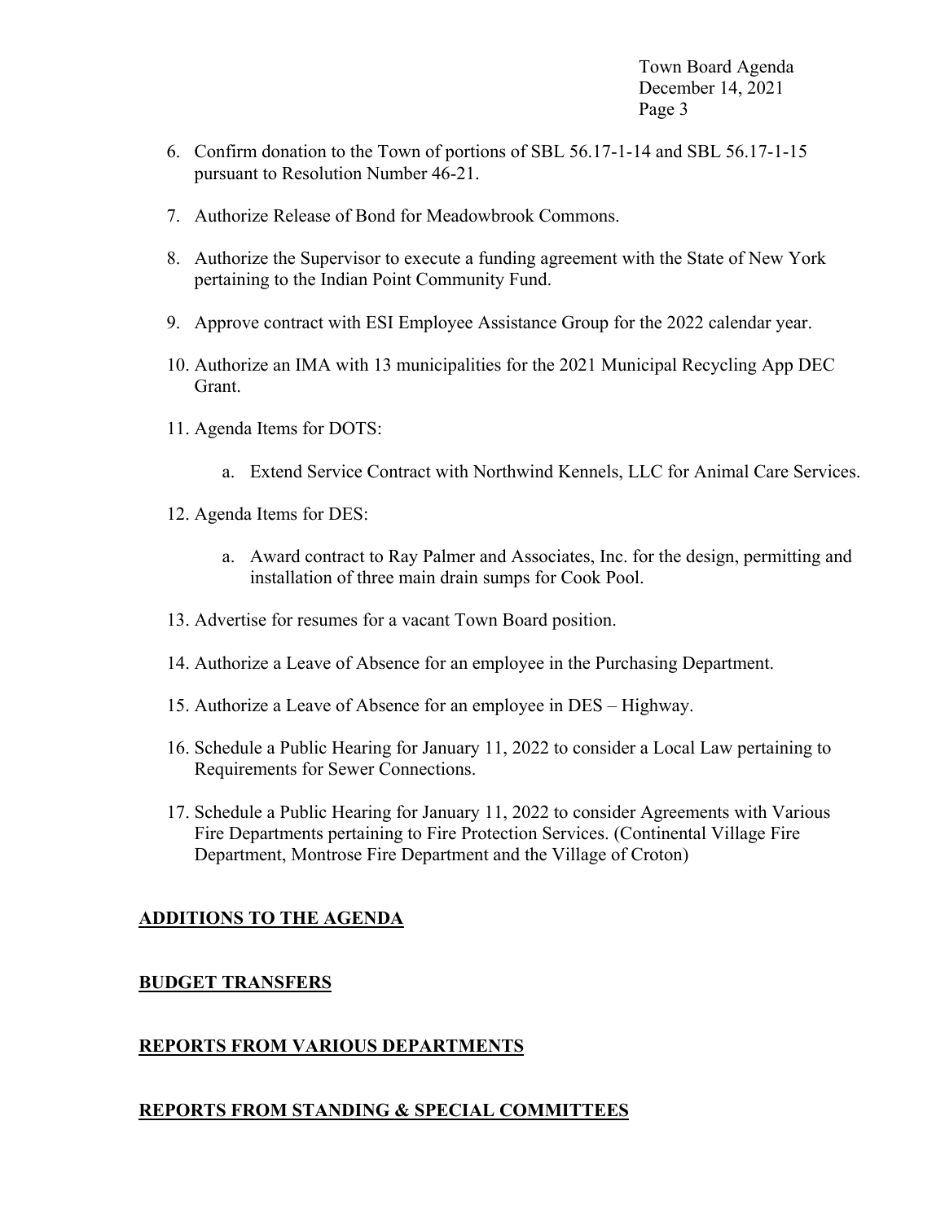6. Confirm donation to the Town of portions of SBL 56.17-1-14 and SBL 56.17-1-15 pursuant to Resolution Number 46-21.

7. Authorize Release of Bond for Meadowbrook Commons.

8. Authorize the Supervisor to execute a funding agreement with the State of New York pertaining to the Indian Point Community Fund.

9. Approve contract with ESI Employee Assistance Group for the 2022 calendar year.

10. Authorize an IMA with 13 municipalities for the 2021 Municipal Recycling App DEC Grant.

11. Agenda Items for DOTS:

    a. Extend Service Contract with Northwind Kennels, LLC for Animal Care Services.

12. Agenda Items for DES:

    a. Award contract to Ray Palmer and Associates, Inc. for the design, permitting and installation of three main drain sumps for Cook Pool.

13. Advertise for resumes for a vacant Town Board position.

14. Authorize a Leave of Absence for an employee in the Purchasing Department.

15. Authorize a Leave of Absence for an employee in DES – Highway.

16. Schedule a Public Hearing for January 11, 2022 to consider a Local Law pertaining to Requirements for Sewer Connections.

17. Schedule a Public Hearing for January 11, 2022 to consider Agreements with Various Fire Departments pertaining to Fire Protection Services. (Continental Village Fire Department, Montrose Fire Department and the Village of Croton)

## ADDITIONS TO THE AGENDA

## BUDGET TRANSFERS

## REPORTS FROM VARIOUS DEPARTMENTS

## REPORTS FROM STANDING & SPECIAL COMMITTEES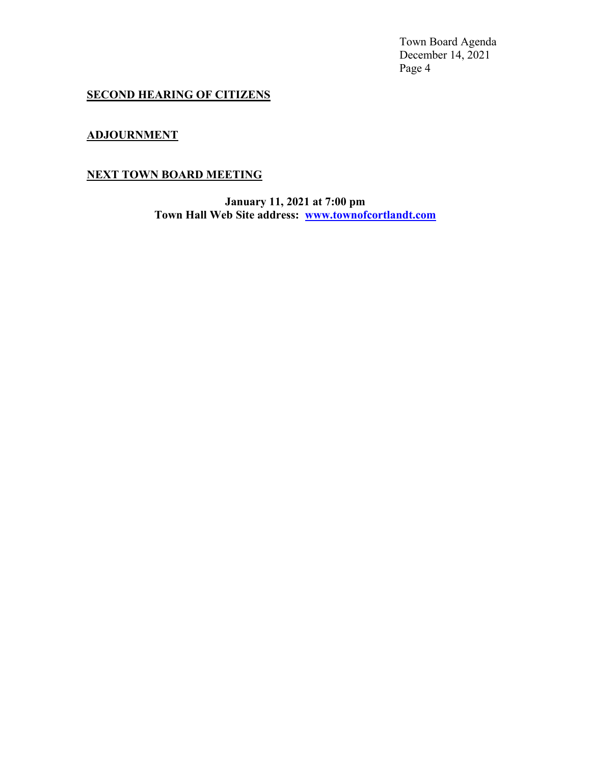## SECOND HEARING OF CITIZENS

## ADJOURNMENT

## NEXT TOWN BOARD MEETING

**January 11, 2021 at 7:00 pm**
**Town Hall Web Site address: www.townofcortlandt.com**